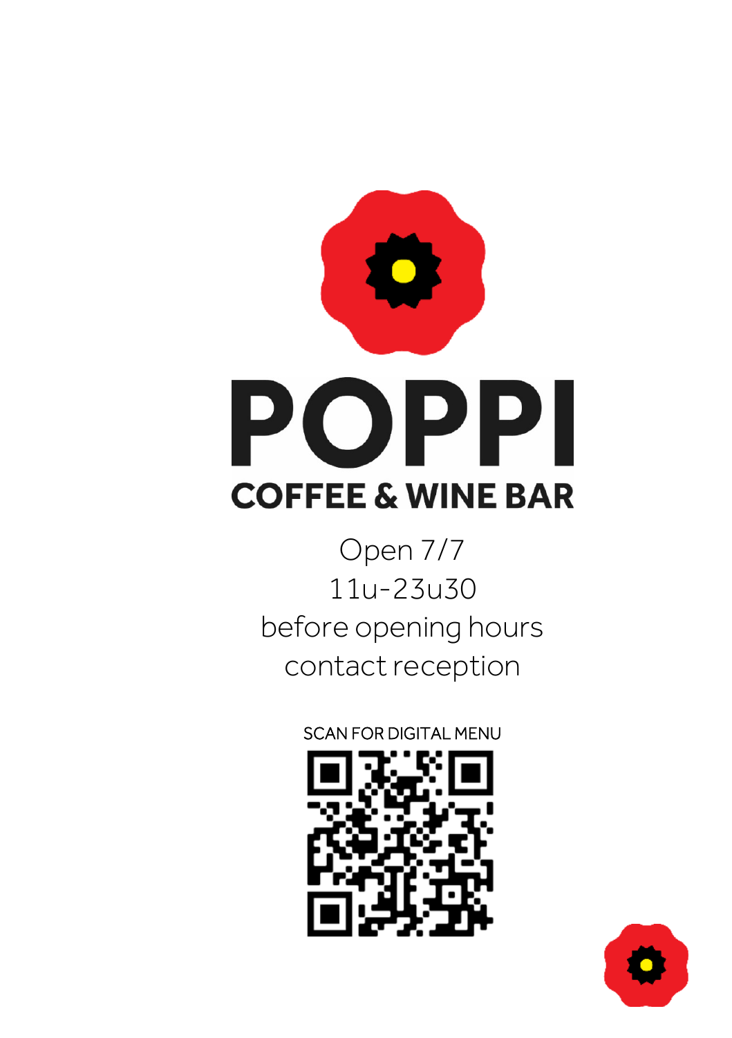# POPPI

## COFFEE & WINE BAR

Open 7/7
11u-23u30
before opening hours
contact reception

SCAN FOR DIGITAL MENU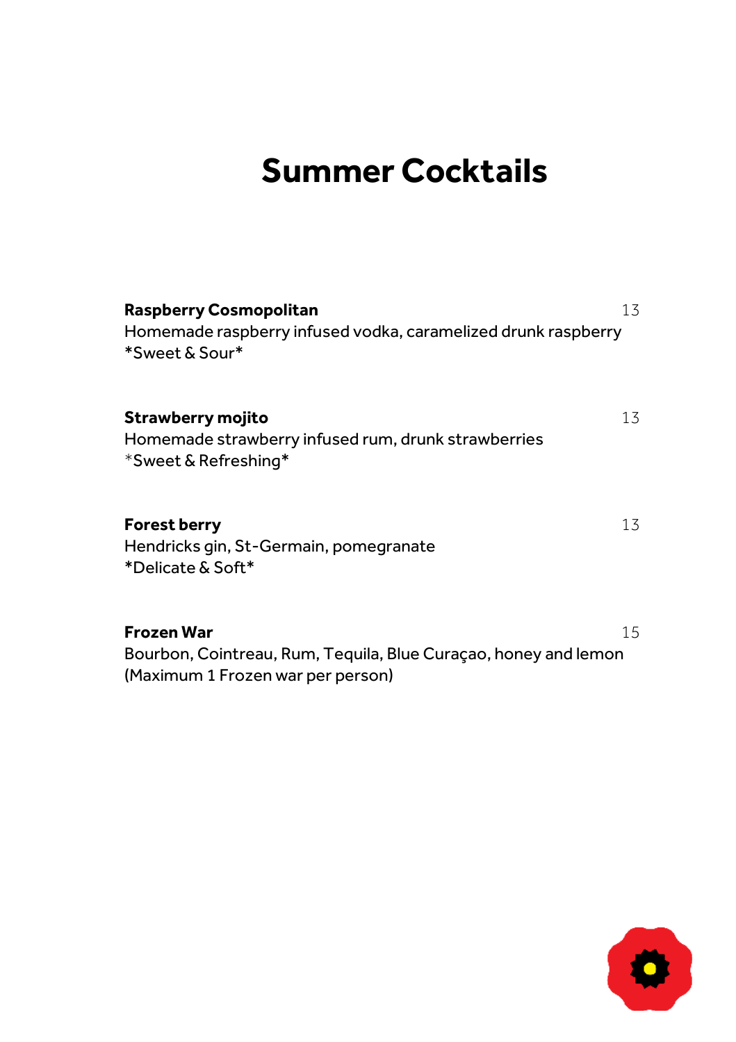# Summer Cocktails

**Raspberry Cosmopolitan** 13
Homemade raspberry infused vodka, caramelized drunk raspberry
*Sweet & Sour*

**Strawberry mojito** 13
Homemade strawberry infused rum, drunk strawberries
*Sweet & Refreshing*

**Forest berry** 13
Hendricks gin, St-Germain, pomegranate
*Delicate & Soft*

**Frozen War** 15
Bourbon, Cointreau, Rum, Tequila, Blue Curaçao, honey and lemon
(Maximum 1 Frozen war per person)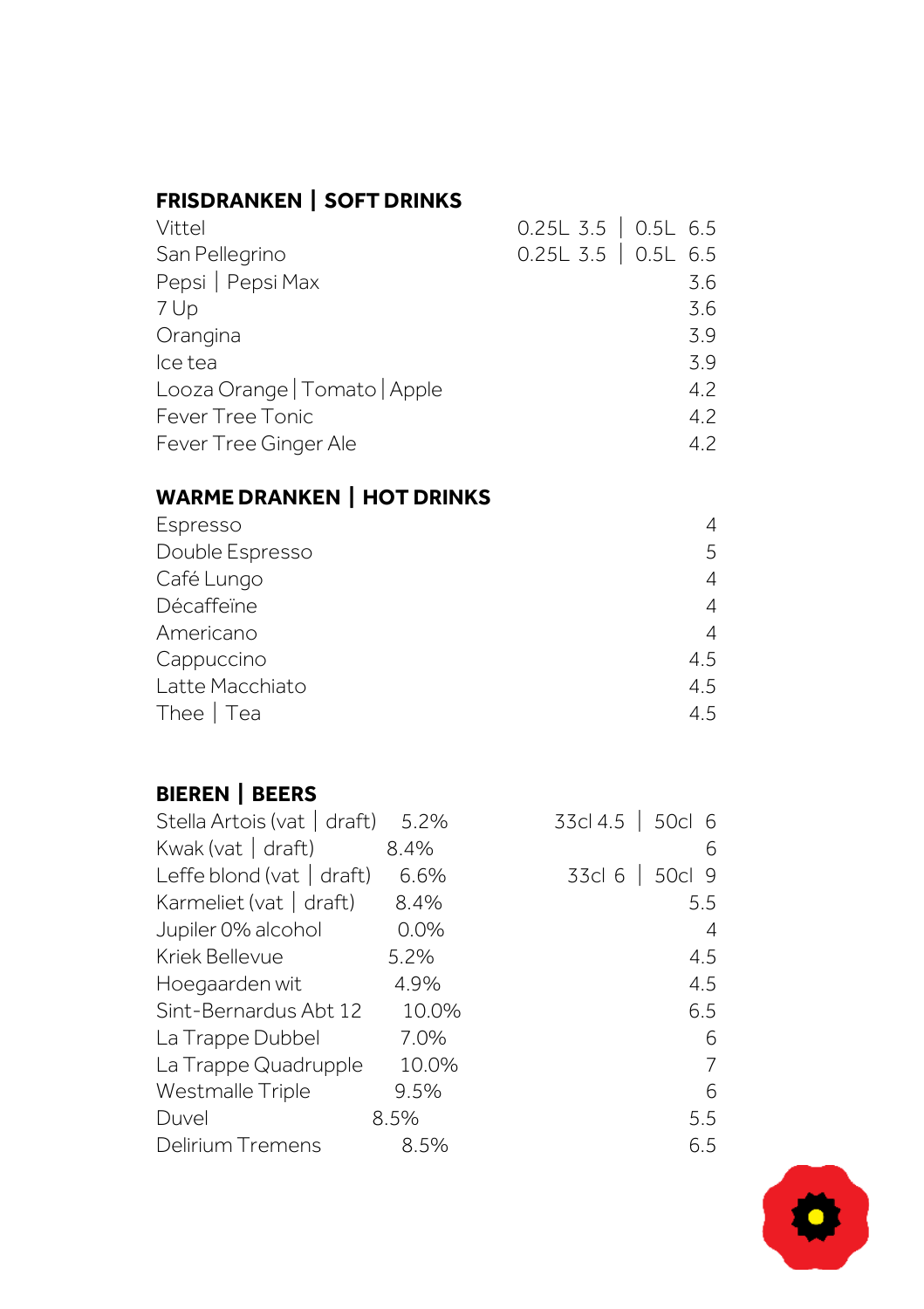## FRISDRANKEN | SOFT DRINKS

| | |
|---|---|
| Vittel | 0.25L 3.5 \| 0.5L 6.5 |
| San Pellegrino | 0.25L 3.5 \| 0.5L 6.5 |
| Pepsi \| Pepsi Max | 3.6 |
| 7 Up | 3.6 |
| Orangina | 3.9 |
| Ice tea | 3.9 |
| Looza Orange \| Tomato \| Apple | 4.2 |
| Fever Tree Tonic | 4.2 |
| Fever Tree Ginger Ale | 4.2 |

## WARME DRANKEN | HOT DRINKS

| | |
|---|---|
| Espresso | 4 |
| Double Espresso | 5 |
| Café Lungo | 4 |
| Décaffeïne | 4 |
| Americano | 4 |
| Cappuccino | 4.5 |
| Latte Macchiato | 4.5 |
| Thee \| Tea | 4.5 |

## BIEREN | BEERS

| | | |
|---|---|---|
| Stella Artois (vat \| draft) | 5.2% | 33cl 4.5 \| 50cl 6 |
| Kwak (vat \| draft) | 8.4% | 6 |
| Leffe blond (vat \| draft) | 6.6% | 33cl 6 \| 50cl 9 |
| Karmeliet (vat \| draft) | 8.4% | 5.5 |
| Jupiler 0% alcohol | 0.0% | 4 |
| Kriek Bellevue | 5.2% | 4.5 |
| Hoegaarden wit | 4.9% | 4.5 |
| Sint-Bernardus Abt 12 | 10.0% | 6.5 |
| La Trappe Dubbel | 7.0% | 6 |
| La Trappe Quadrupple | 10.0% | 7 |
| Westmalle Triple | 9.5% | 6 |
| Duvel | 8.5% | 5.5 |
| Delirium Tremens | 8.5% | 6.5 |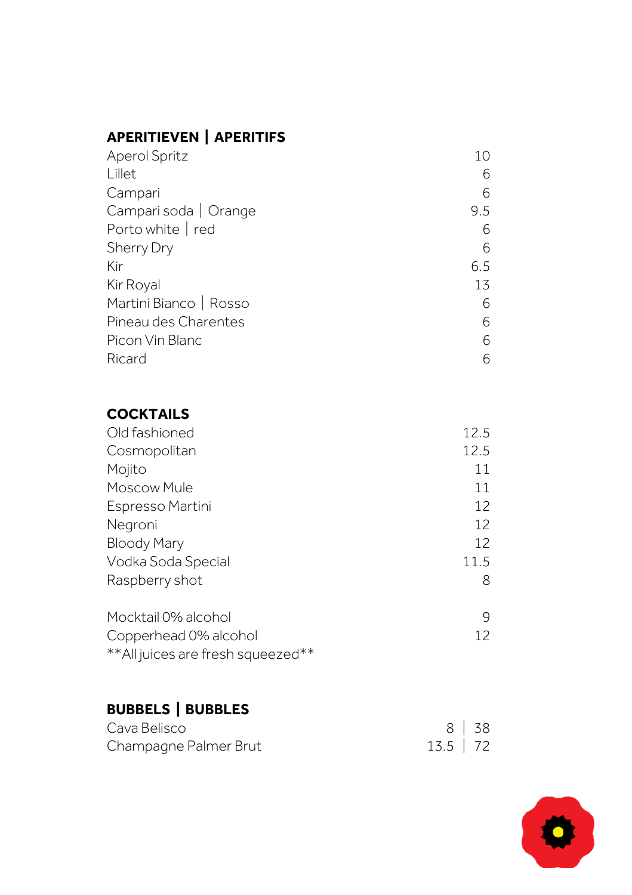## APERITIEVEN | APERITIFS

| | |
|---|---|
| Aperol Spritz | 10 |
| Lillet | 6 |
| Campari | 6 |
| Campari soda \| Orange | 9.5 |
| Porto white \| red | 6 |
| Sherry Dry | 6 |
| Kir | 6.5 |
| Kir Royal | 13 |
| Martini Bianco \| Rosso | 6 |
| Pineau des Charentes | 6 |
| Picon Vin Blanc | 6 |
| Ricard | 6 |

## COCKTAILS

| | |
|---|---|
| Old fashioned | 12.5 |
| Cosmopolitan | 12.5 |
| Mojito | 11 |
| Moscow Mule | 11 |
| Espresso Martini | 12 |
| Negroni | 12 |
| Bloody Mary | 12 |
| Vodka Soda Special | 11.5 |
| Raspberry shot | 8 |

| | |
|---|---|
| Mocktail 0% alcohol | 9 |
| Copperhead 0% alcohol | 12 |

**All juices are fresh squeezed**

## BUBBELS | BUBBLES

| | | |
|---|---|---|
| Cava Belisco | 8 | 38 |
| Champagne Palmer Brut | 13.5 | 72 |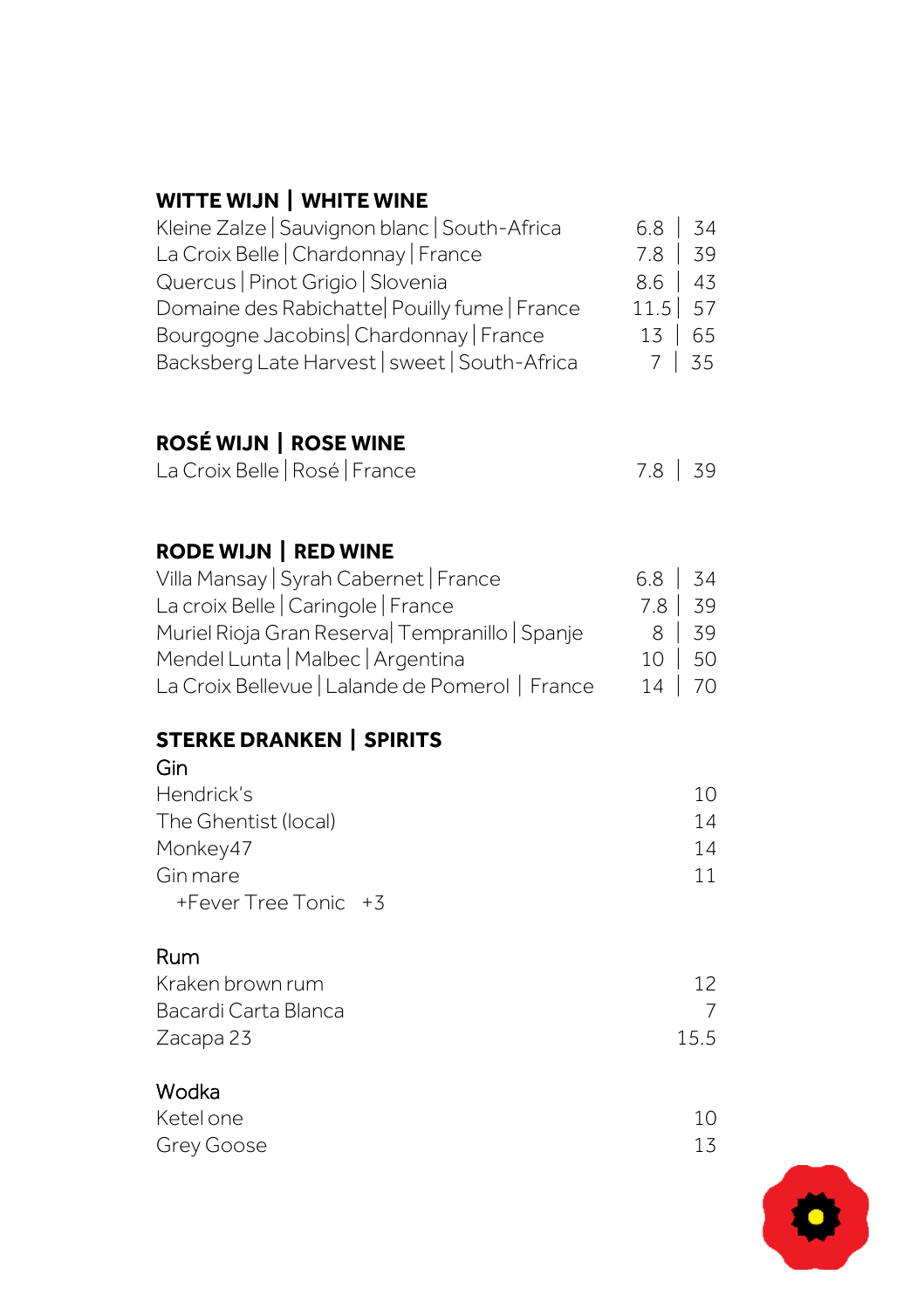## WITTE WIJN | WHITE WINE

| Wine | Glass | Bottle |
|---|---|---|
| Kleine Zalze \| Sauvignon blanc \| South-Africa | 6.8 | 34 |
| La Croix Belle \| Chardonnay \| France | 7.8 | 39 |
| Quercus \| Pinot Grigio \| Slovenia | 8.6 | 43 |
| Domaine des Rabichatte\| Pouilly fume \| France | 11.5 | 57 |
| Bourgogne Jacobins\| Chardonnay \| France | 13 | 65 |
| Backsberg Late Harvest \| sweet \| South-Africa | 7 | 35 |

## ROSÉ WIJN | ROSE WINE

| Wine | Glass | Bottle |
|---|---|---|
| La Croix Belle \| Rosé \| France | 7.8 | 39 |

## RODE WIJN | RED WINE

| Wine | Glass | Bottle |
|---|---|---|
| Villa Mansay \| Syrah Cabernet \| France | 6.8 | 34 |
| La croix Belle \| Caringole \| France | 7.8 | 39 |
| Muriel Rioja Gran Reserva\| Tempranillo \| Spanje | 8 | 39 |
| Mendel Lunta \| Malbec \| Argentina | 10 | 50 |
| La Croix Bellevue \| Lalande de Pomerol \| France | 14 | 70 |

## STERKE DRANKEN | SPIRITS

### Gin

| | |
|---|---|
| Hendrick's | 10 |
| The Ghentist (local) | 14 |
| Monkey47 | 14 |
| Gin mare | 11 |

+Fever Tree Tonic +3

### Rum

| | |
|---|---|
| Kraken brown rum | 12 |
| Bacardi Carta Blanca | 7 |
| Zacapa 23 | 15.5 |

### Wodka

| | |
|---|---|
| Ketel one | 10 |
| Grey Goose | 13 |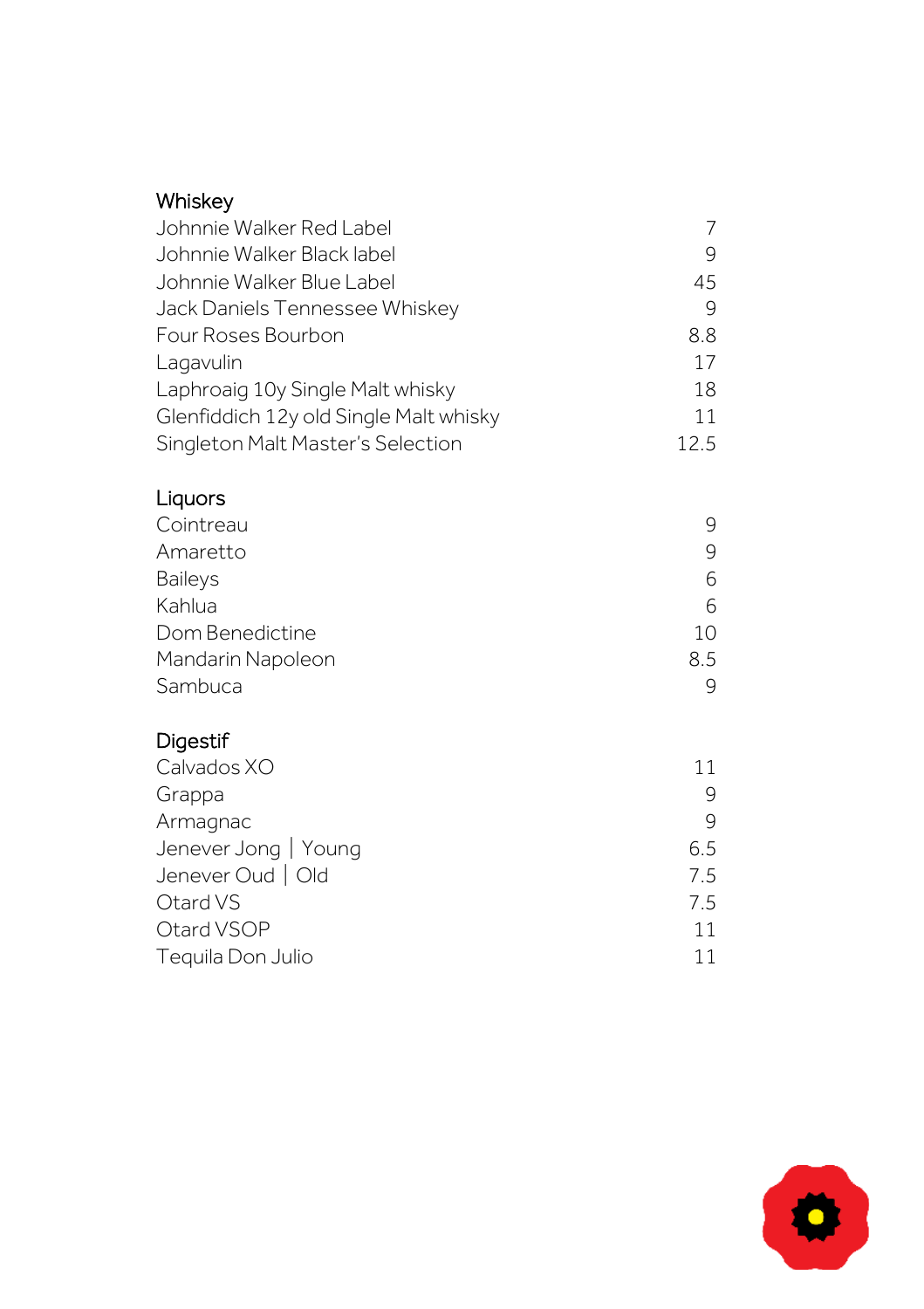## Whiskey

| | |
|---|---|
| Johnnie Walker Red Label | 7 |
| Johnnie Walker Black label | 9 |
| Johnnie Walker Blue Label | 45 |
| Jack Daniels Tennessee Whiskey | 9 |
| Four Roses Bourbon | 8.8 |
| Lagavulin | 17 |
| Laphroaig 10y Single Malt whisky | 18 |
| Glenfiddich 12y old Single Malt whisky | 11 |
| Singleton Malt Master's Selection | 12.5 |

## Liquors

| | |
|---|---|
| Cointreau | 9 |
| Amaretto | 9 |
| Baileys | 6 |
| Kahlua | 6 |
| Dom Benedictine | 10 |
| Mandarin Napoleon | 8.5 |
| Sambuca | 9 |

## Digestif

| | |
|---|---|
| Calvados XO | 11 |
| Grappa | 9 |
| Armagnac | 9 |
| Jenever Jong \| Young | 6.5 |
| Jenever Oud \| Old | 7.5 |
| Otard VS | 7.5 |
| Otard VSOP | 11 |
| Tequila Don Julio | 11 |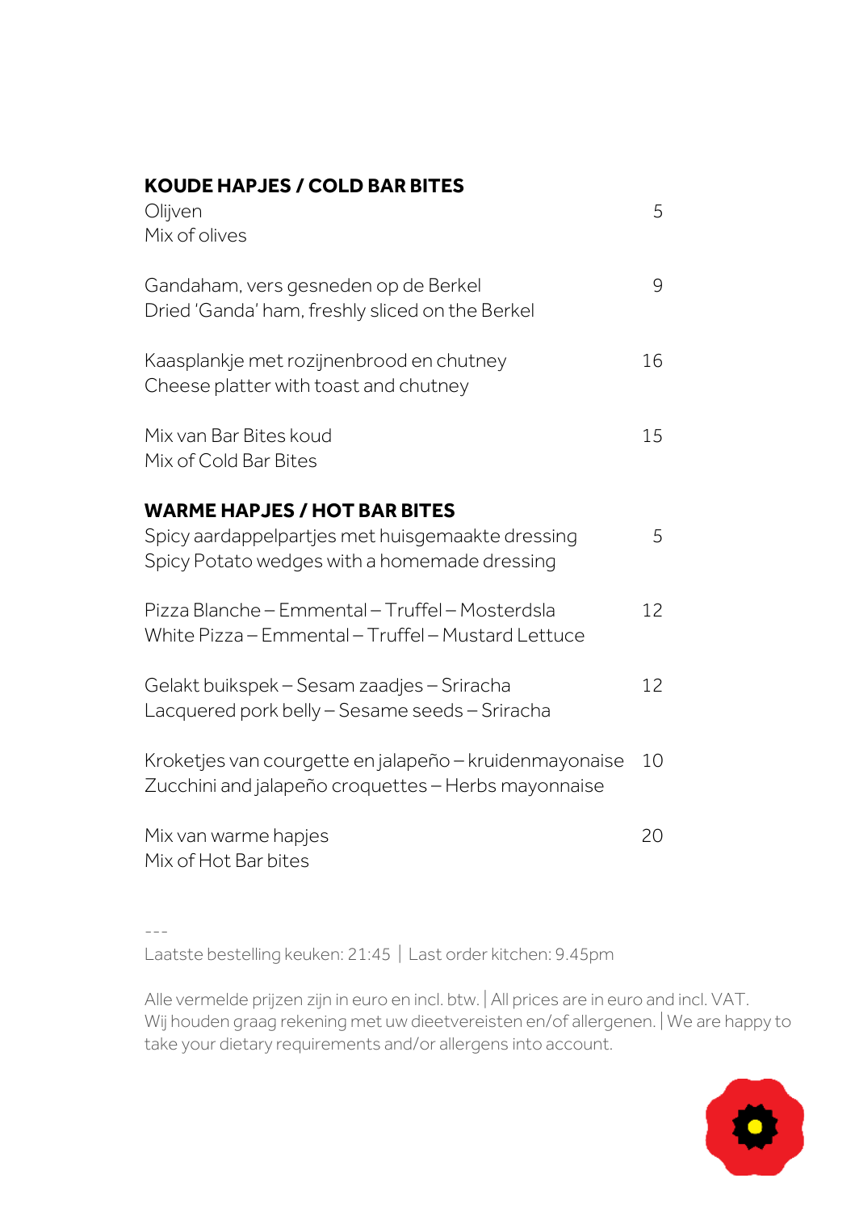## KOUDE HAPJES / COLD BAR BITES

| | |
|---|---|
| Olijven<br>Mix of olives | 5 |
| Gandaham, vers gesneden op de Berkel<br>Dried 'Ganda' ham, freshly sliced on the Berkel | 9 |
| Kaasplankje met rozijnenbrood en chutney<br>Cheese platter with toast and chutney | 16 |
| Mix van Bar Bites koud<br>Mix of Cold Bar Bites | 15 |

## WARME HAPJES / HOT BAR BITES

| | |
|---|---|
| Spicy aardappelpartjes met huisgemaakte dressing<br>Spicy Potato wedges with a homemade dressing | 5 |
| Pizza Blanche – Emmental – Truffel – Mosterdsla<br>White Pizza – Emmental – Truffel – Mustard Lettuce | 12 |
| Gelakt buikspek – Sesam zaadjes – Sriracha<br>Lacquered pork belly – Sesame seeds – Sriracha | 12 |
| Kroketjes van courgette en jalapeño – kruidenmayonaise<br>Zucchini and jalapeño croquettes – Herbs mayonnaise | 10 |
| Mix van warme hapjes<br>Mix of Hot Bar bites | 20 |

---

Laatste bestelling keuken: 21:45 | Last order kitchen: 9.45pm

Alle vermelde prijzen zijn in euro en incl. btw. | All prices are in euro and incl. VAT.
Wij houden graag rekening met uw dieetvereisten en/of allergenen. | We are happy to take your dietary requirements and/or allergens into account.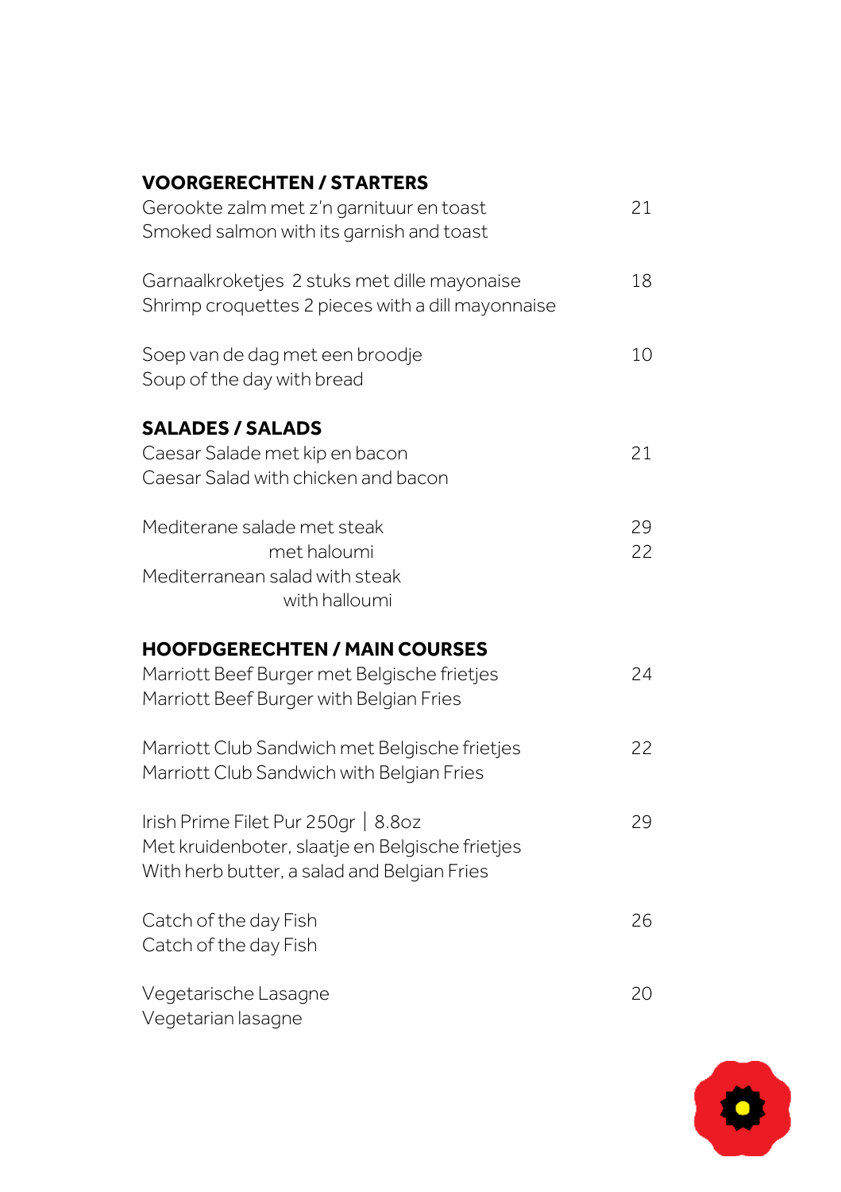## VOORGERECHTEN / STARTERS

| | |
|---|---|
| Gerookte zalm met z'n garnituur en toast<br>Smoked salmon with its garnish and toast | 21 |
| Garnaalkroketjes 2 stuks met dille mayonaise<br>Shrimp croquettes 2 pieces with a dill mayonnaise | 18 |
| Soep van de dag met een broodje<br>Soup of the day with bread | 10 |

## SALADES / SALADS

| | |
|---|---|
| Caesar Salade met kip en bacon<br>Caesar Salad with chicken and bacon | 21 |
| Mediterane salade met steak | 29 |
| met haloumi | 22 |
| Mediterranean salad with steak<br>with halloumi | |

## HOOFDGERECHTEN / MAIN COURSES

| | |
|---|---|
| Marriott Beef Burger met Belgische frietjes<br>Marriott Beef Burger with Belgian Fries | 24 |
| Marriott Club Sandwich met Belgische frietjes<br>Marriott Club Sandwich with Belgian Fries | 22 |
| Irish Prime Filet Pur 250gr \| 8.8oz<br>Met kruidenboter, slaatje en Belgische frietjes<br>With herb butter, a salad and Belgian Fries | 29 |
| Catch of the day Fish<br>Catch of the day Fish | 26 |
| Vegetarische Lasagne<br>Vegetarian lasagne | 20 |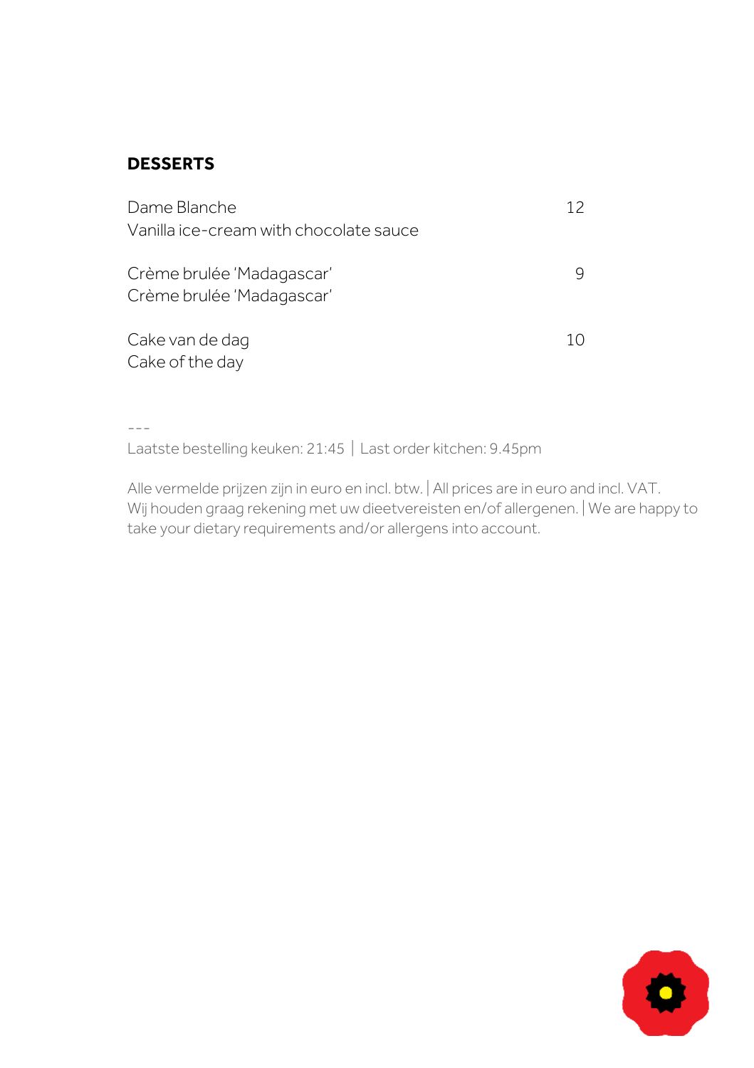## DESSERTS

Dame Blanche — 12
Vanilla ice-cream with chocolate sauce

Crème brulée 'Madagascar' — 9
Crème brulée 'Madagascar'

Cake van de dag — 10
Cake of the day

---

Laatste bestelling keuken: 21:45 | Last order kitchen: 9.45pm

Alle vermelde prijzen zijn in euro en incl. btw. | All prices are in euro and incl. VAT.
Wij houden graag rekening met uw dieetvereisten en/of allergenen. | We are happy to take your dietary requirements and/or allergens into account.